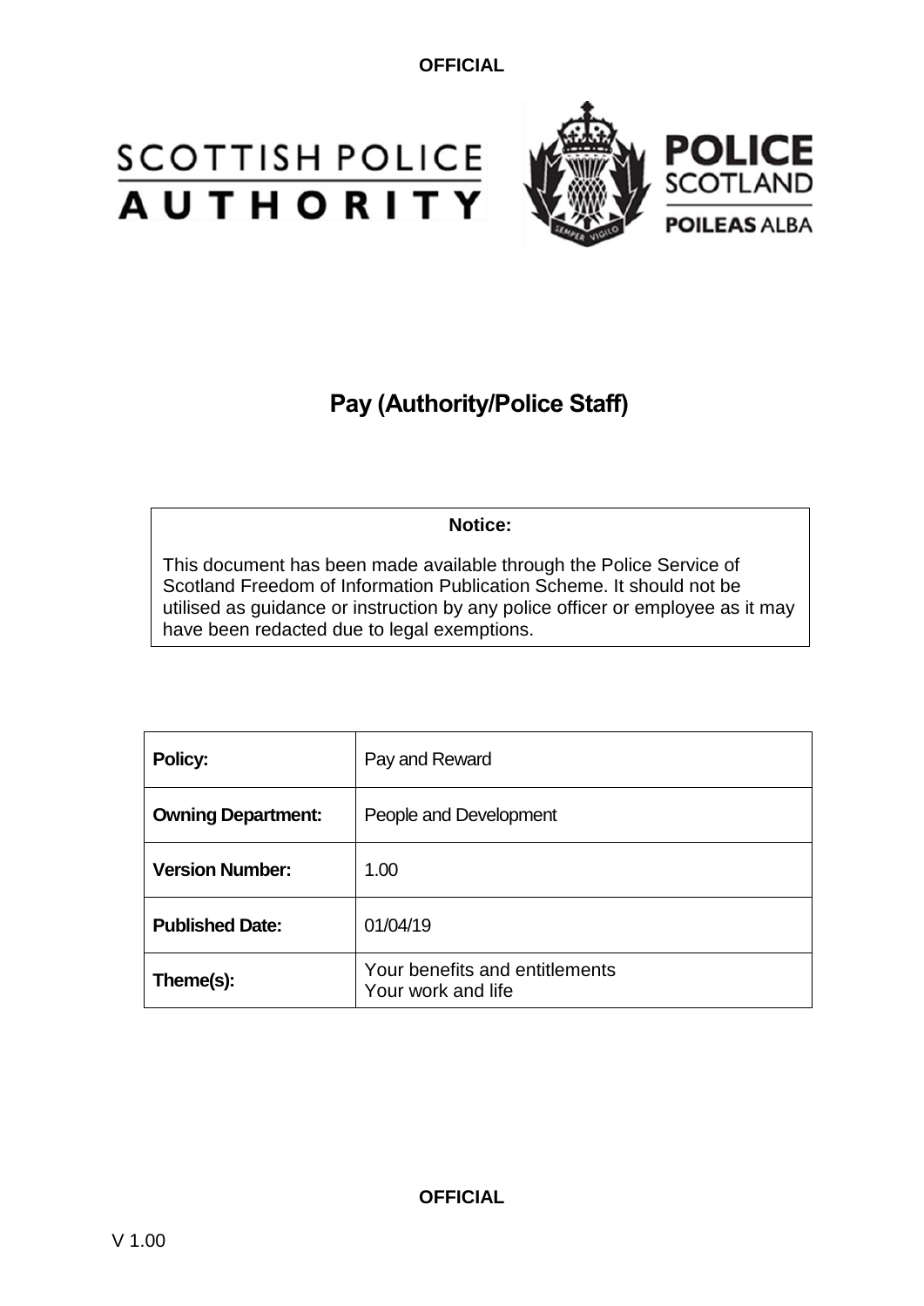# Pay (Authority/Police Staff)

**Notice:**

This document has been made available through the Police Service of Scotland Freedom of Information Publication Scheme. It should not be utilised as guidance or instruction by any police officer or employee as it may have been redacted due to legal exemptions.

| **Policy:** | Pay and Reward |
|---|---|
| **Owning Department:** | People and Development |
| **Version Number:** | 1.00 |
| **Published Date:** | 01/04/19 |
| **Theme(s):** | Your benefits and entitlements<br>Your work and life |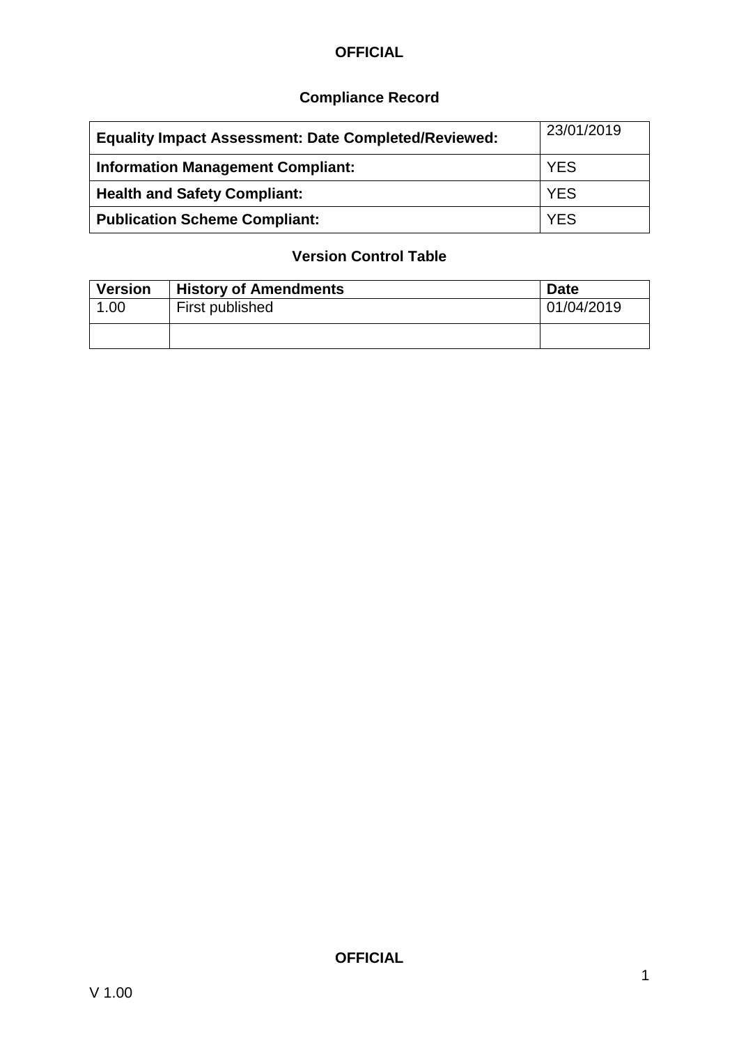## Compliance Record

| **Equality Impact Assessment: Date Completed/Reviewed:** | 23/01/2019 |
|---|---|
| **Information Management Compliant:** | YES |
| **Health and Safety Compliant:** | YES |
| **Publication Scheme Compliant:** | YES |

## Version Control Table

| Version | History of Amendments | Date |
|---|---|---|
| 1.00 | First published | 01/04/2019 |
| | | |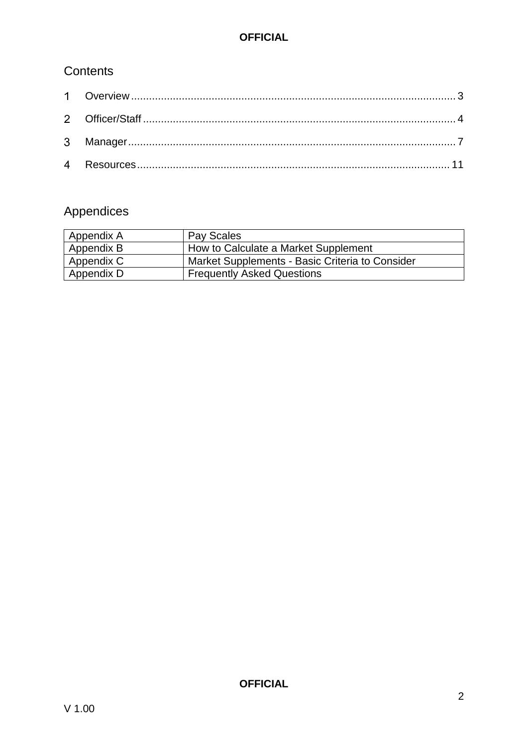## Contents

1 Overview ............ 3

2 Officer/Staff ............ 4

3 Manager ............ 7

4 Resources ............ 11

## Appendices

| Appendix A | Pay Scales |
|---|---|
| Appendix B | How to Calculate a Market Supplement |
| Appendix C | Market Supplements - Basic Criteria to Consider |
| Appendix D | Frequently Asked Questions |

V 1.00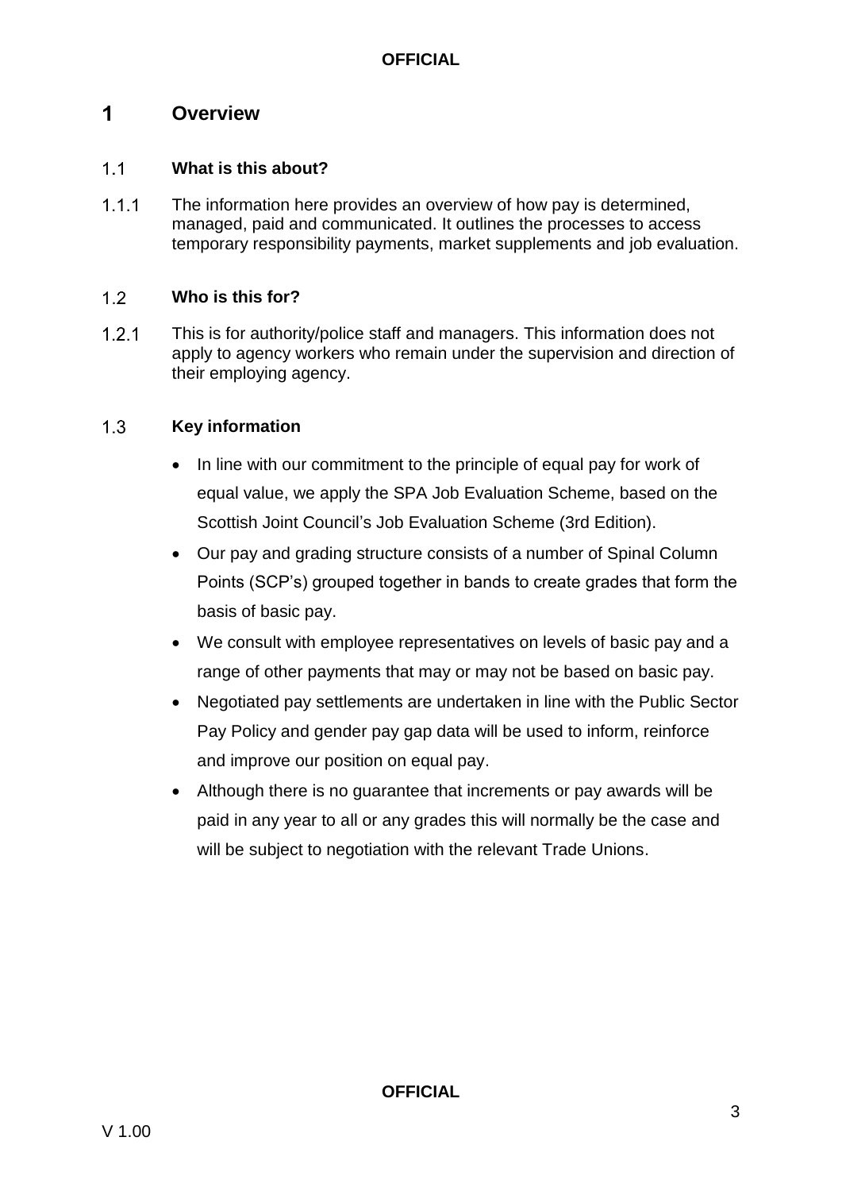# 1 Overview

## 1.1 What is this about?

1.1.1 The information here provides an overview of how pay is determined, managed, paid and communicated. It outlines the processes to access temporary responsibility payments, market supplements and job evaluation.

## 1.2 Who is this for?

1.2.1 This is for authority/police staff and managers. This information does not apply to agency workers who remain under the supervision and direction of their employing agency.

## 1.3 Key information

- In line with our commitment to the principle of equal pay for work of equal value, we apply the SPA Job Evaluation Scheme, based on the Scottish Joint Council's Job Evaluation Scheme (3rd Edition).
- Our pay and grading structure consists of a number of Spinal Column Points (SCP's) grouped together in bands to create grades that form the basis of basic pay.
- We consult with employee representatives on levels of basic pay and a range of other payments that may or may not be based on basic pay.
- Negotiated pay settlements are undertaken in line with the Public Sector Pay Policy and gender pay gap data will be used to inform, reinforce and improve our position on equal pay.
- Although there is no guarantee that increments or pay awards will be paid in any year to all or any grades this will normally be the case and will be subject to negotiation with the relevant Trade Unions.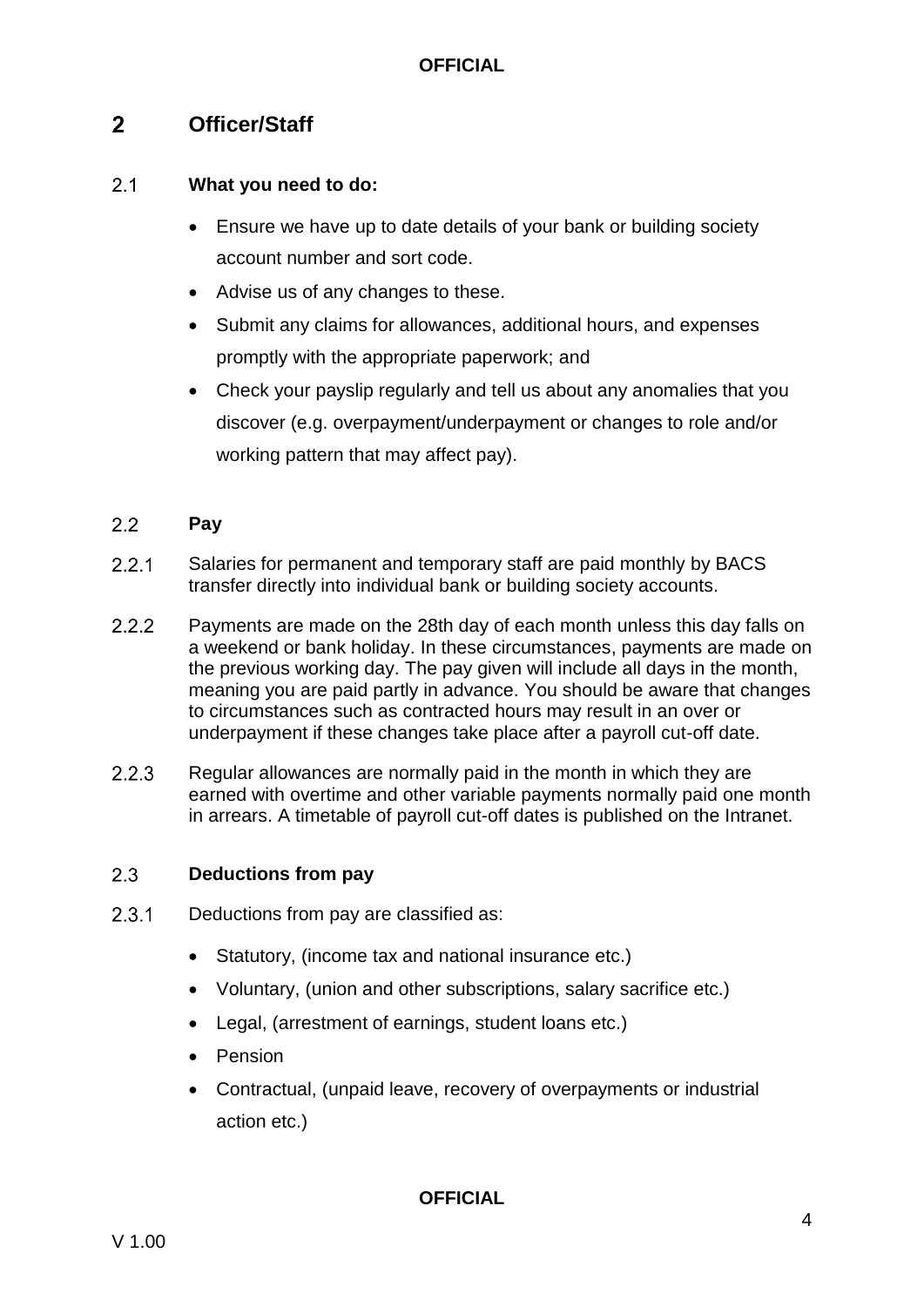## 2 Officer/Staff

### 2.1 What you need to do:

- Ensure we have up to date details of your bank or building society account number and sort code.
- Advise us of any changes to these.
- Submit any claims for allowances, additional hours, and expenses promptly with the appropriate paperwork; and
- Check your payslip regularly and tell us about any anomalies that you discover (e.g. overpayment/underpayment or changes to role and/or working pattern that may affect pay).

### 2.2 Pay

2.2.1 Salaries for permanent and temporary staff are paid monthly by BACS transfer directly into individual bank or building society accounts.

2.2.2 Payments are made on the 28th day of each month unless this day falls on a weekend or bank holiday. In these circumstances, payments are made on the previous working day. The pay given will include all days in the month, meaning you are paid partly in advance. You should be aware that changes to circumstances such as contracted hours may result in an over or underpayment if these changes take place after a payroll cut-off date.

2.2.3 Regular allowances are normally paid in the month in which they are earned with overtime and other variable payments normally paid one month in arrears. A timetable of payroll cut-off dates is published on the Intranet.

### 2.3 Deductions from pay

2.3.1 Deductions from pay are classified as:

- Statutory, (income tax and national insurance etc.)
- Voluntary, (union and other subscriptions, salary sacrifice etc.)
- Legal, (arrestment of earnings, student loans etc.)
- Pension
- Contractual, (unpaid leave, recovery of overpayments or industrial action etc.)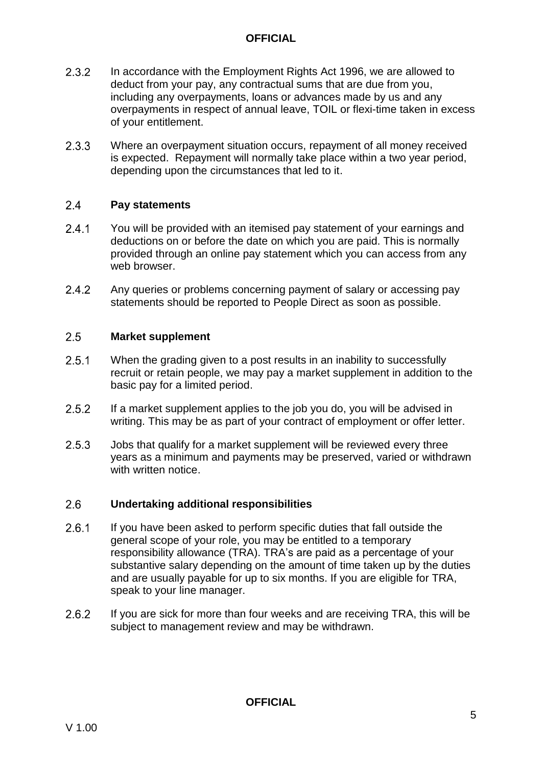2.3.2 In accordance with the Employment Rights Act 1996, we are allowed to deduct from your pay, any contractual sums that are due from you, including any overpayments, loans or advances made by us and any overpayments in respect of annual leave, TOIL or flexi-time taken in excess of your entitlement.

2.3.3 Where an overpayment situation occurs, repayment of all money received is expected. Repayment will normally take place within a two year period, depending upon the circumstances that led to it.

### 2.4 Pay statements

2.4.1 You will be provided with an itemised pay statement of your earnings and deductions on or before the date on which you are paid. This is normally provided through an online pay statement which you can access from any web browser.

2.4.2 Any queries or problems concerning payment of salary or accessing pay statements should be reported to People Direct as soon as possible.

### 2.5 Market supplement

2.5.1 When the grading given to a post results in an inability to successfully recruit or retain people, we may pay a market supplement in addition to the basic pay for a limited period.

2.5.2 If a market supplement applies to the job you do, you will be advised in writing. This may be as part of your contract of employment or offer letter.

2.5.3 Jobs that qualify for a market supplement will be reviewed every three years as a minimum and payments may be preserved, varied or withdrawn with written notice.

### 2.6 Undertaking additional responsibilities

2.6.1 If you have been asked to perform specific duties that fall outside the general scope of your role, you may be entitled to a temporary responsibility allowance (TRA). TRA's are paid as a percentage of your substantive salary depending on the amount of time taken up by the duties and are usually payable for up to six months. If you are eligible for TRA, speak to your line manager.

2.6.2 If you are sick for more than four weeks and are receiving TRA, this will be subject to management review and may be withdrawn.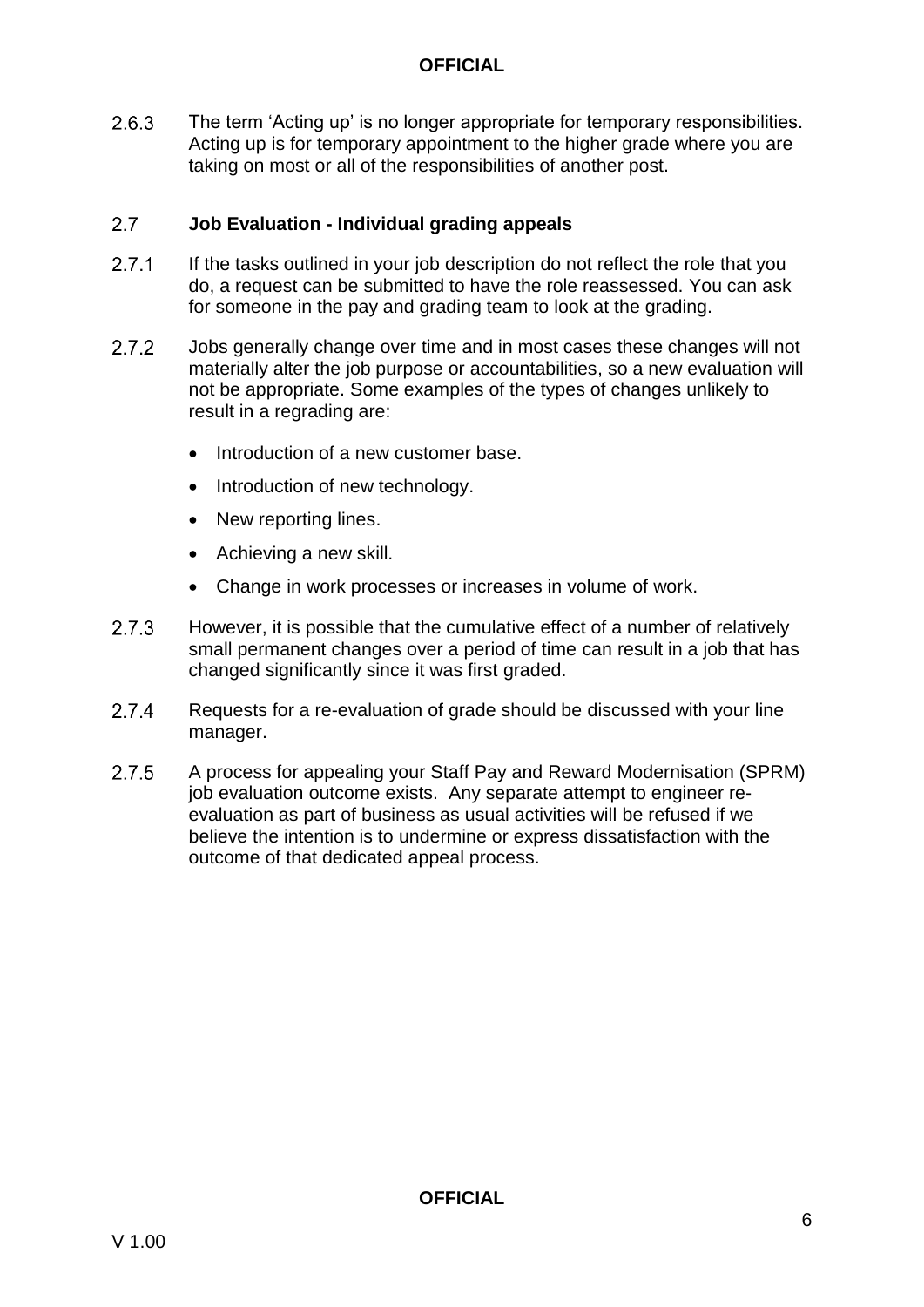2.6.3 The term 'Acting up' is no longer appropriate for temporary responsibilities. Acting up is for temporary appointment to the higher grade where you are taking on most or all of the responsibilities of another post.

## 2.7 Job Evaluation - Individual grading appeals

2.7.1 If the tasks outlined in your job description do not reflect the role that you do, a request can be submitted to have the role reassessed. You can ask for someone in the pay and grading team to look at the grading.

2.7.2 Jobs generally change over time and in most cases these changes will not materially alter the job purpose or accountabilities, so a new evaluation will not be appropriate. Some examples of the types of changes unlikely to result in a regrading are:

- Introduction of a new customer base.
- Introduction of new technology.
- New reporting lines.
- Achieving a new skill.
- Change in work processes or increases in volume of work.

2.7.3 However, it is possible that the cumulative effect of a number of relatively small permanent changes over a period of time can result in a job that has changed significantly since it was first graded.

2.7.4 Requests for a re-evaluation of grade should be discussed with your line manager.

2.7.5 A process for appealing your Staff Pay and Reward Modernisation (SPRM) job evaluation outcome exists. Any separate attempt to engineer re-evaluation as part of business as usual activities will be refused if we believe the intention is to undermine or express dissatisfaction with the outcome of that dedicated appeal process.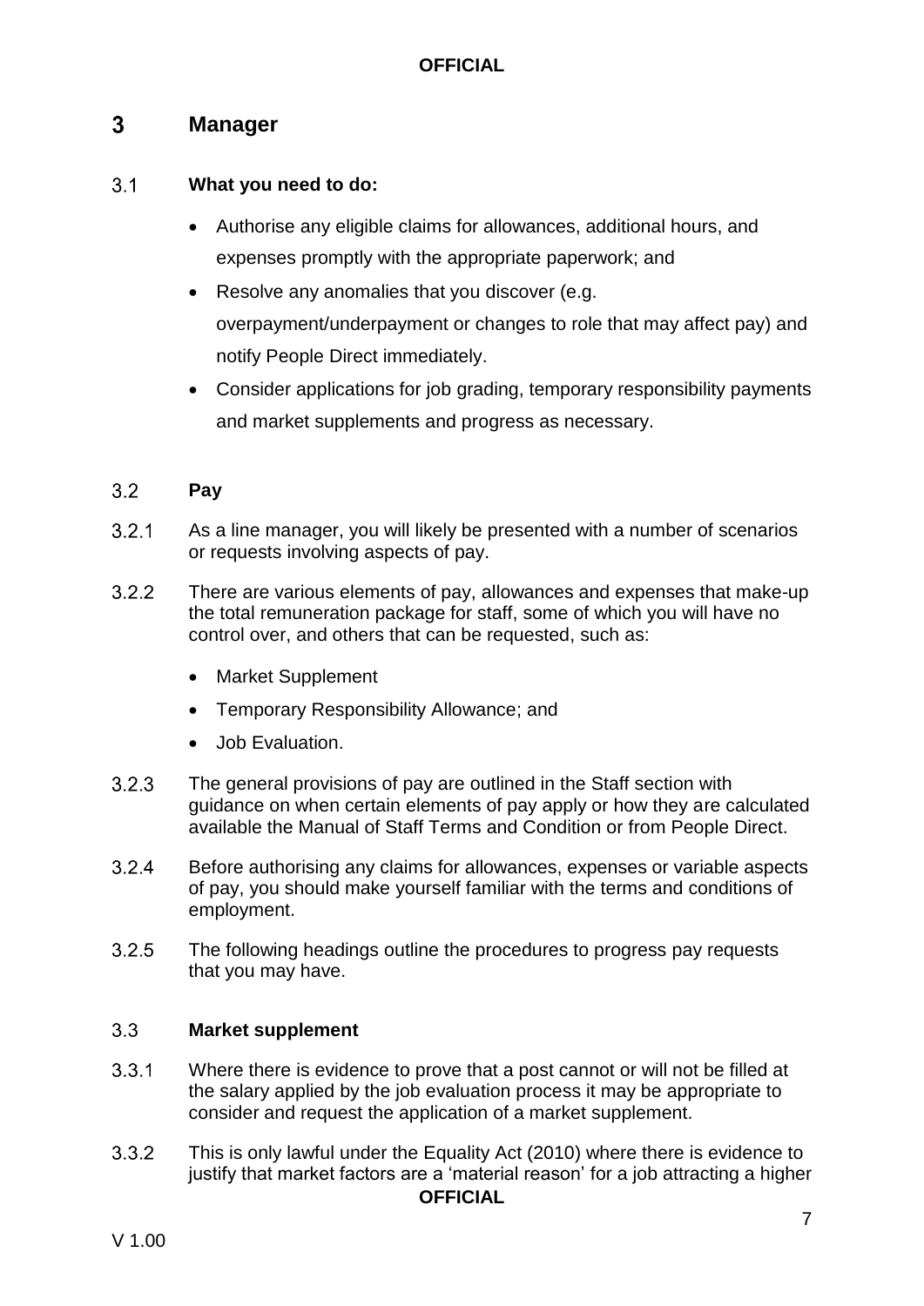## 3 Manager

### 3.1 What you need to do:

- Authorise any eligible claims for allowances, additional hours, and expenses promptly with the appropriate paperwork; and
- Resolve any anomalies that you discover (e.g. overpayment/underpayment or changes to role that may affect pay) and notify People Direct immediately.
- Consider applications for job grading, temporary responsibility payments and market supplements and progress as necessary.

### 3.2 Pay

3.2.1 As a line manager, you will likely be presented with a number of scenarios or requests involving aspects of pay.

3.2.2 There are various elements of pay, allowances and expenses that make-up the total remuneration package for staff, some of which you will have no control over, and others that can be requested, such as:

- Market Supplement
- Temporary Responsibility Allowance; and
- Job Evaluation.

3.2.3 The general provisions of pay are outlined in the Staff section with guidance on when certain elements of pay apply or how they are calculated available the Manual of Staff Terms and Condition or from People Direct.

3.2.4 Before authorising any claims for allowances, expenses or variable aspects of pay, you should make yourself familiar with the terms and conditions of employment.

3.2.5 The following headings outline the procedures to progress pay requests that you may have.

### 3.3 Market supplement

3.3.1 Where there is evidence to prove that a post cannot or will not be filled at the salary applied by the job evaluation process it may be appropriate to consider and request the application of a market supplement.

3.3.2 This is only lawful under the Equality Act (2010) where there is evidence to justify that market factors are a 'material reason' for a job attracting a higher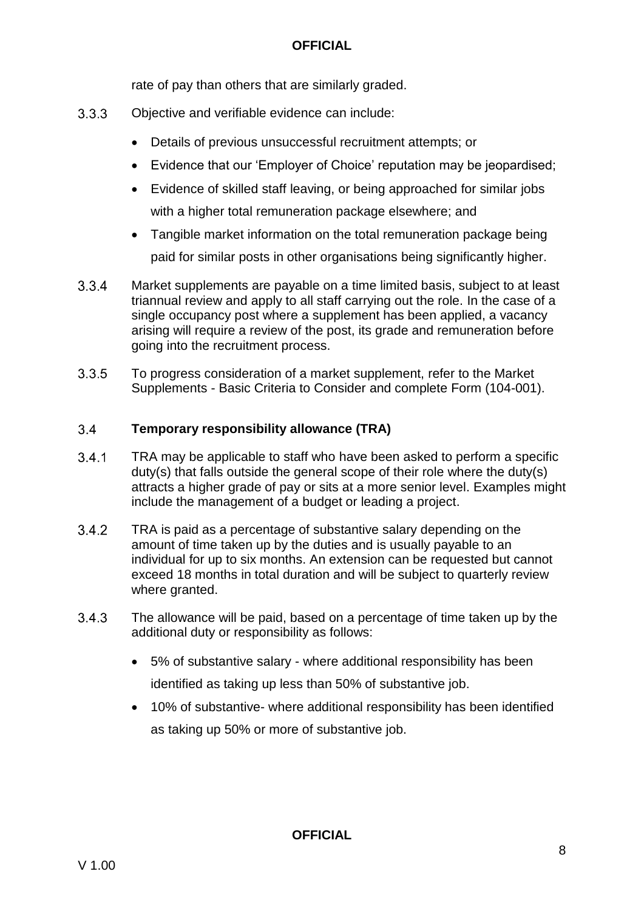rate of pay than others that are similarly graded.

3.3.3 Objective and verifiable evidence can include:

- Details of previous unsuccessful recruitment attempts; or
- Evidence that our 'Employer of Choice' reputation may be jeopardised;
- Evidence of skilled staff leaving, or being approached for similar jobs with a higher total remuneration package elsewhere; and
- Tangible market information on the total remuneration package being paid for similar posts in other organisations being significantly higher.

3.3.4 Market supplements are payable on a time limited basis, subject to at least triannual review and apply to all staff carrying out the role. In the case of a single occupancy post where a supplement has been applied, a vacancy arising will require a review of the post, its grade and remuneration before going into the recruitment process.

3.3.5 To progress consideration of a market supplement, refer to the Market Supplements - Basic Criteria to Consider and complete Form (104-001).

### 3.4 Temporary responsibility allowance (TRA)

3.4.1 TRA may be applicable to staff who have been asked to perform a specific duty(s) that falls outside the general scope of their role where the duty(s) attracts a higher grade of pay or sits at a more senior level. Examples might include the management of a budget or leading a project.

3.4.2 TRA is paid as a percentage of substantive salary depending on the amount of time taken up by the duties and is usually payable to an individual for up to six months. An extension can be requested but cannot exceed 18 months in total duration and will be subject to quarterly review where granted.

3.4.3 The allowance will be paid, based on a percentage of time taken up by the additional duty or responsibility as follows:

- 5% of substantive salary - where additional responsibility has been identified as taking up less than 50% of substantive job.
- 10% of substantive- where additional responsibility has been identified as taking up 50% or more of substantive job.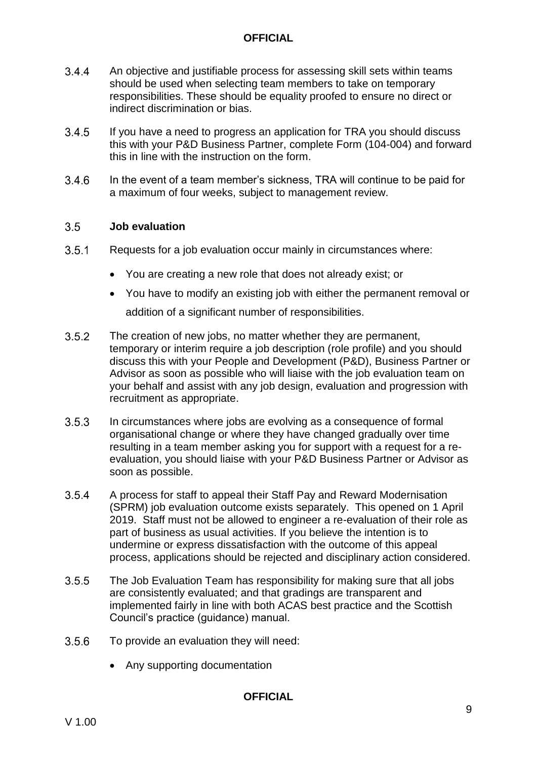3.4.4 An objective and justifiable process for assessing skill sets within teams should be used when selecting team members to take on temporary responsibilities. These should be equality proofed to ensure no direct or indirect discrimination or bias.

3.4.5 If you have a need to progress an application for TRA you should discuss this with your P&D Business Partner, complete Form (104-004) and forward this in line with the instruction on the form.

3.4.6 In the event of a team member's sickness, TRA will continue to be paid for a maximum of four weeks, subject to management review.

### 3.5 Job evaluation

3.5.1 Requests for a job evaluation occur mainly in circumstances where:

- You are creating a new role that does not already exist; or
- You have to modify an existing job with either the permanent removal or addition of a significant number of responsibilities.

3.5.2 The creation of new jobs, no matter whether they are permanent, temporary or interim require a job description (role profile) and you should discuss this with your People and Development (P&D), Business Partner or Advisor as soon as possible who will liaise with the job evaluation team on your behalf and assist with any job design, evaluation and progression with recruitment as appropriate.

3.5.3 In circumstances where jobs are evolving as a consequence of formal organisational change or where they have changed gradually over time resulting in a team member asking you for support with a request for a re-evaluation, you should liaise with your P&D Business Partner or Advisor as soon as possible.

3.5.4 A process for staff to appeal their Staff Pay and Reward Modernisation (SPRM) job evaluation outcome exists separately. This opened on 1 April 2019. Staff must not be allowed to engineer a re-evaluation of their role as part of business as usual activities. If you believe the intention is to undermine or express dissatisfaction with the outcome of this appeal process, applications should be rejected and disciplinary action considered.

3.5.5 The Job Evaluation Team has responsibility for making sure that all jobs are consistently evaluated; and that gradings are transparent and implemented fairly in line with both ACAS best practice and the Scottish Council's practice (guidance) manual.

3.5.6 To provide an evaluation they will need:

- Any supporting documentation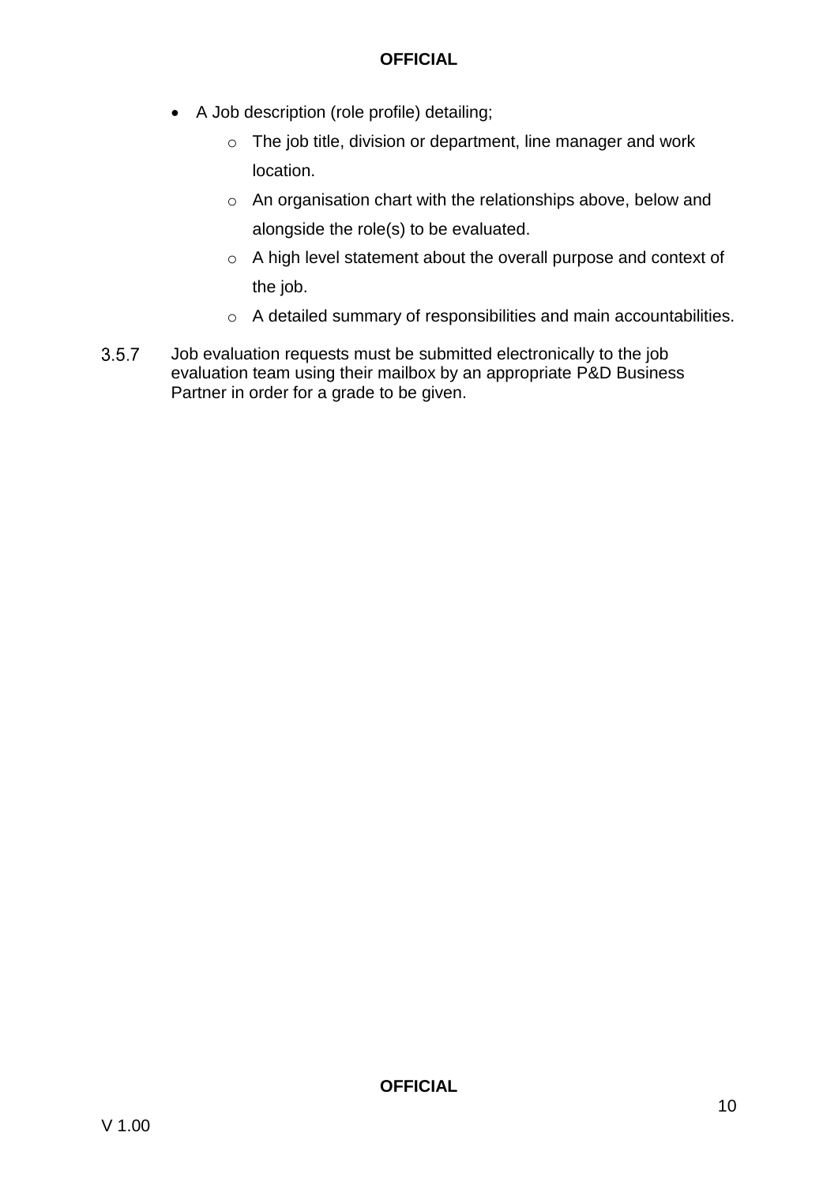- A Job description (role profile) detailing;
    - The job title, division or department, line manager and work location.
    - An organisation chart with the relationships above, below and alongside the role(s) to be evaluated.
    - A high level statement about the overall purpose and context of the job.
    - A detailed summary of responsibilities and main accountabilities.

3.5.7 Job evaluation requests must be submitted electronically to the job evaluation team using their mailbox by an appropriate P&D Business Partner in order for a grade to be given.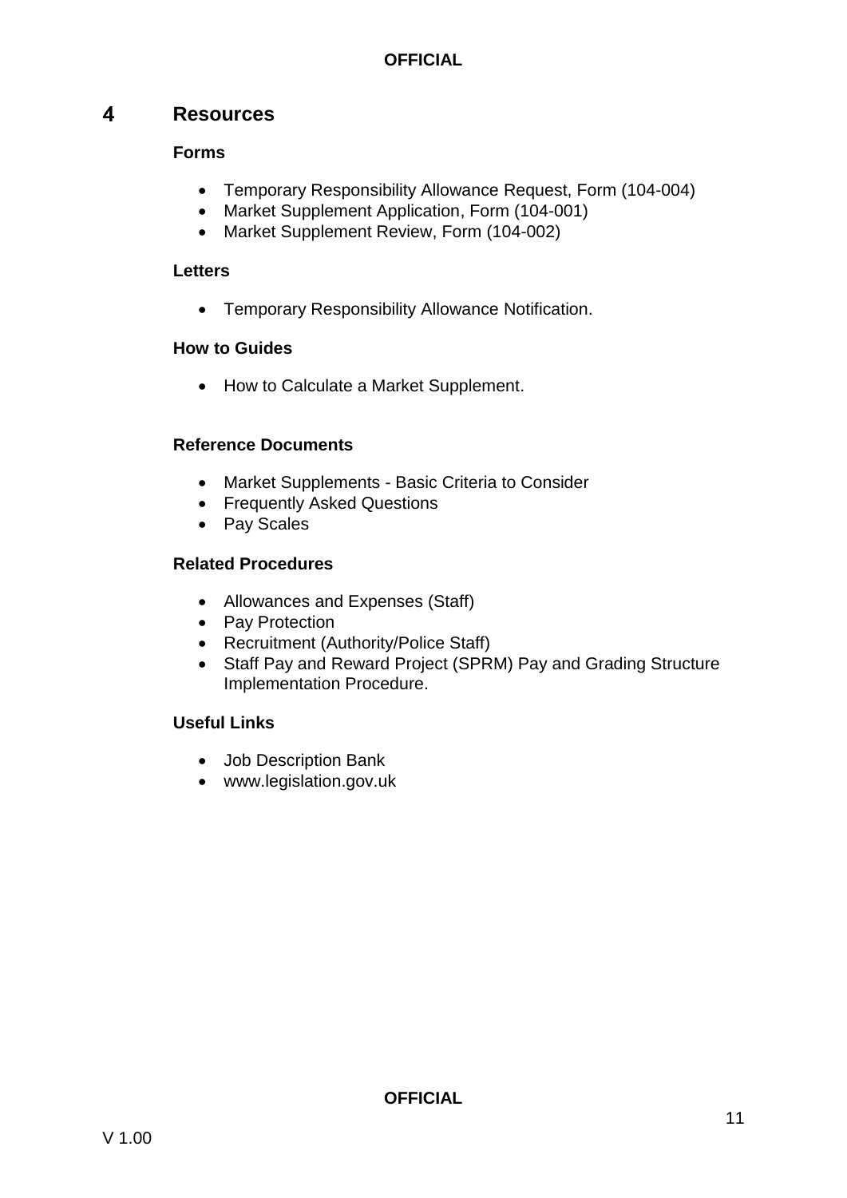# 4 Resources

### Forms

- Temporary Responsibility Allowance Request, Form (104-004)
- Market Supplement Application, Form (104-001)
- Market Supplement Review, Form (104-002)

### Letters

- Temporary Responsibility Allowance Notification.

### How to Guides

- How to Calculate a Market Supplement.

### Reference Documents

- Market Supplements - Basic Criteria to Consider
- Frequently Asked Questions
- Pay Scales

### Related Procedures

- Allowances and Expenses (Staff)
- Pay Protection
- Recruitment (Authority/Police Staff)
- Staff Pay and Reward Project (SPRM) Pay and Grading Structure Implementation Procedure.

### Useful Links

- Job Description Bank
- www.legislation.gov.uk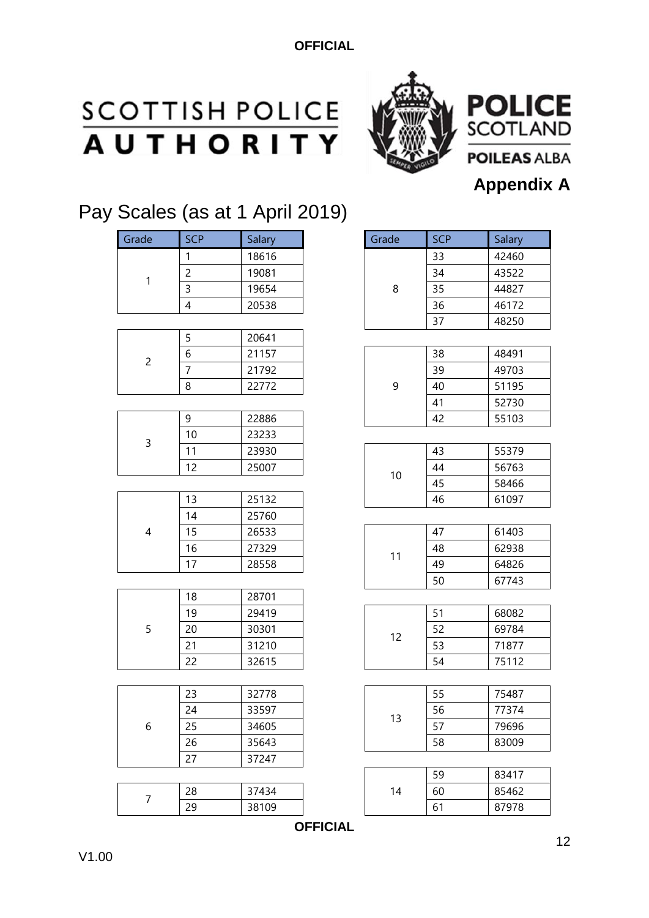OFFICIAL

**SCOTTISH POLICE AUTHORITY**

**POLICE SCOTLAND**
**POILEAS ALBA**

## Appendix A

# Pay Scales (as at 1 April 2019)

| Grade | SCP | Salary |
|---|---|---|
| 1 | 1 | 18616 |
| | 2 | 19081 |
| | 3 | 19654 |
| | 4 | 20538 |
| 2 | 5 | 20641 |
| | 6 | 21157 |
| | 7 | 21792 |
| | 8 | 22772 |
| 3 | 9 | 22886 |
| | 10 | 23233 |
| | 11 | 23930 |
| | 12 | 25007 |
| 4 | 13 | 25132 |
| | 14 | 25760 |
| | 15 | 26533 |
| | 16 | 27329 |
| | 17 | 28558 |
| 5 | 18 | 28701 |
| | 19 | 29419 |
| | 20 | 30301 |
| | 21 | 31210 |
| | 22 | 32615 |
| 6 | 23 | 32778 |
| | 24 | 33597 |
| | 25 | 34605 |
| | 26 | 35643 |
| | 27 | 37247 |
| 7 | 28 | 37434 |
| | 29 | 38109 |

| Grade | SCP | Salary |
|---|---|---|
| 8 | 33 | 42460 |
| | 34 | 43522 |
| | 35 | 44827 |
| | 36 | 46172 |
| | 37 | 48250 |
| 9 | 38 | 48491 |
| | 39 | 49703 |
| | 40 | 51195 |
| | 41 | 52730 |
| | 42 | 55103 |
| 10 | 43 | 55379 |
| | 44 | 56763 |
| | 45 | 58466 |
| | 46 | 61097 |
| 11 | 47 | 61403 |
| | 48 | 62938 |
| | 49 | 64826 |
| | 50 | 67743 |
| 12 | 51 | 68082 |
| | 52 | 69784 |
| | 53 | 71877 |
| | 54 | 75112 |
| 13 | 55 | 75487 |
| | 56 | 77374 |
| | 57 | 79696 |
| | 58 | 83009 |
| 14 | 59 | 83417 |
| | 60 | 85462 |
| | 61 | 87978 |

OFFICIAL

V1.00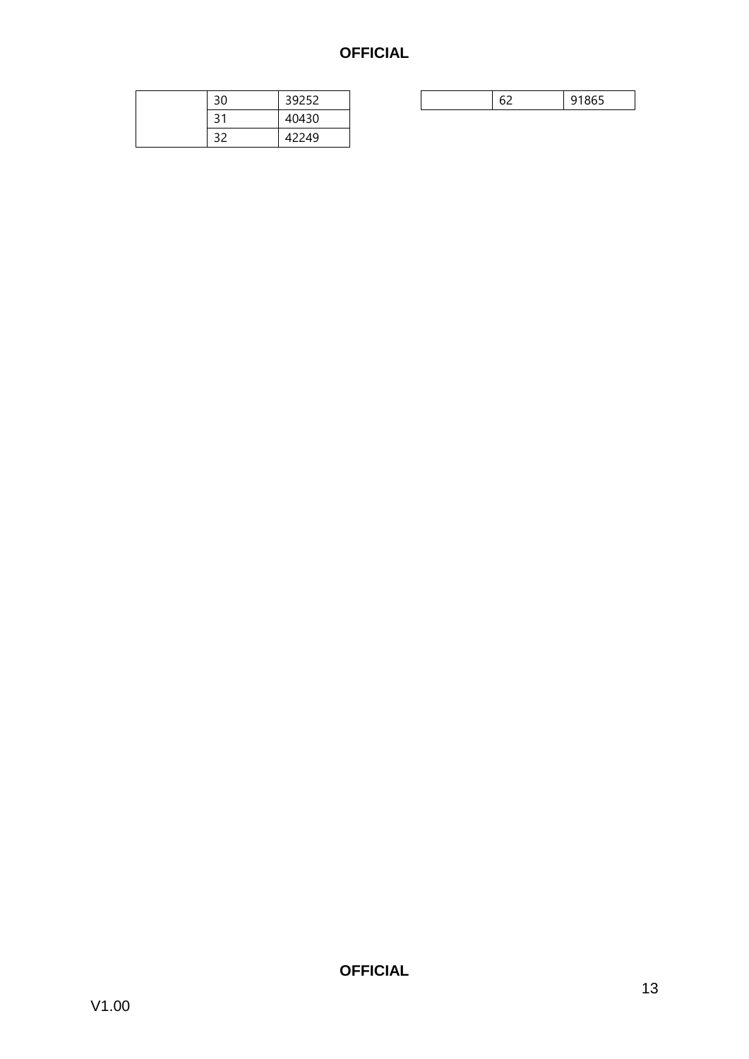| | | |
|---|---|---|
| | 30 | 39252 |
| | 31 | 40430 |
| | 32 | 42249 |

| | | |
|---|---|---|
| | 62 | 91865 |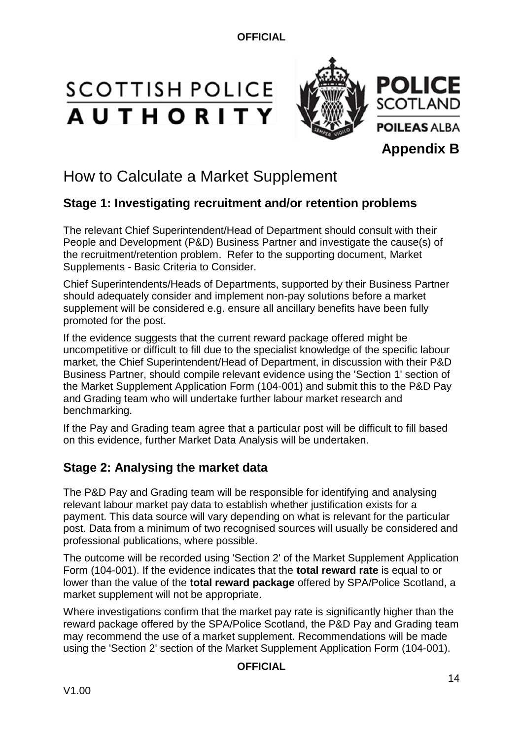**Appendix B**

# How to Calculate a Market Supplement

## Stage 1: Investigating recruitment and/or retention problems

The relevant Chief Superintendent/Head of Department should consult with their People and Development (P&D) Business Partner and investigate the cause(s) of the recruitment/retention problem. Refer to the supporting document, Market Supplements - Basic Criteria to Consider.

Chief Superintendents/Heads of Departments, supported by their Business Partner should adequately consider and implement non-pay solutions before a market supplement will be considered e.g. ensure all ancillary benefits have been fully promoted for the post.

If the evidence suggests that the current reward package offered might be uncompetitive or difficult to fill due to the specialist knowledge of the specific labour market, the Chief Superintendent/Head of Department, in discussion with their P&D Business Partner, should compile relevant evidence using the 'Section 1' section of the Market Supplement Application Form (104-001) and submit this to the P&D Pay and Grading team who will undertake further labour market research and benchmarking.

If the Pay and Grading team agree that a particular post will be difficult to fill based on this evidence, further Market Data Analysis will be undertaken.

## Stage 2: Analysing the market data

The P&D Pay and Grading team will be responsible for identifying and analysing relevant labour market pay data to establish whether justification exists for a payment. This data source will vary depending on what is relevant for the particular post. Data from a minimum of two recognised sources will usually be considered and professional publications, where possible.

The outcome will be recorded using 'Section 2' of the Market Supplement Application Form (104-001). If the evidence indicates that the **total reward rate** is equal to or lower than the value of the **total reward package** offered by SPA/Police Scotland, a market supplement will not be appropriate.

Where investigations confirm that the market pay rate is significantly higher than the reward package offered by the SPA/Police Scotland, the P&D Pay and Grading team may recommend the use of a market supplement. Recommendations will be made using the 'Section 2' section of the Market Supplement Application Form (104-001).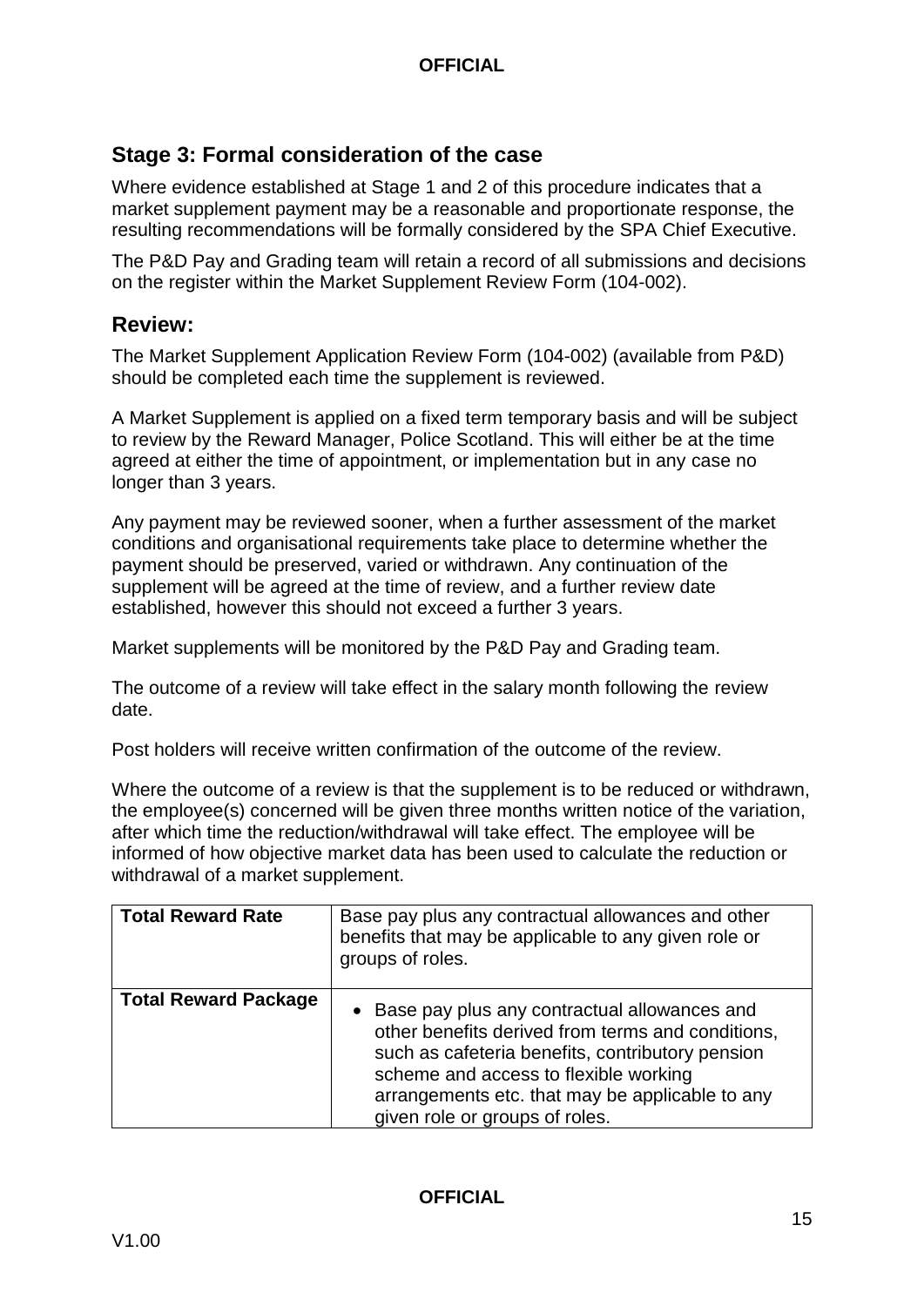## Stage 3: Formal consideration of the case

Where evidence established at Stage 1 and 2 of this procedure indicates that a market supplement payment may be a reasonable and proportionate response, the resulting recommendations will be formally considered by the SPA Chief Executive.

The P&D Pay and Grading team will retain a record of all submissions and decisions on the register within the Market Supplement Review Form (104-002).

## Review:

The Market Supplement Application Review Form (104-002) (available from P&D) should be completed each time the supplement is reviewed.

A Market Supplement is applied on a fixed term temporary basis and will be subject to review by the Reward Manager, Police Scotland. This will either be at the time agreed at either the time of appointment, or implementation but in any case no longer than 3 years.

Any payment may be reviewed sooner, when a further assessment of the market conditions and organisational requirements take place to determine whether the payment should be preserved, varied or withdrawn. Any continuation of the supplement will be agreed at the time of review, and a further review date established, however this should not exceed a further 3 years.

Market supplements will be monitored by the P&D Pay and Grading team.

The outcome of a review will take effect in the salary month following the review date.

Post holders will receive written confirmation of the outcome of the review.

Where the outcome of a review is that the supplement is to be reduced or withdrawn, the employee(s) concerned will be given three months written notice of the variation, after which time the reduction/withdrawal will take effect. The employee will be informed of how objective market data has been used to calculate the reduction or withdrawal of a market supplement.

| **Total Reward Rate** | Base pay plus any contractual allowances and other benefits that may be applicable to any given role or groups of roles. |
|---|---|
| **Total Reward Package** | • Base pay plus any contractual allowances and other benefits derived from terms and conditions, such as cafeteria benefits, contributory pension scheme and access to flexible working arrangements etc. that may be applicable to any given role or groups of roles. |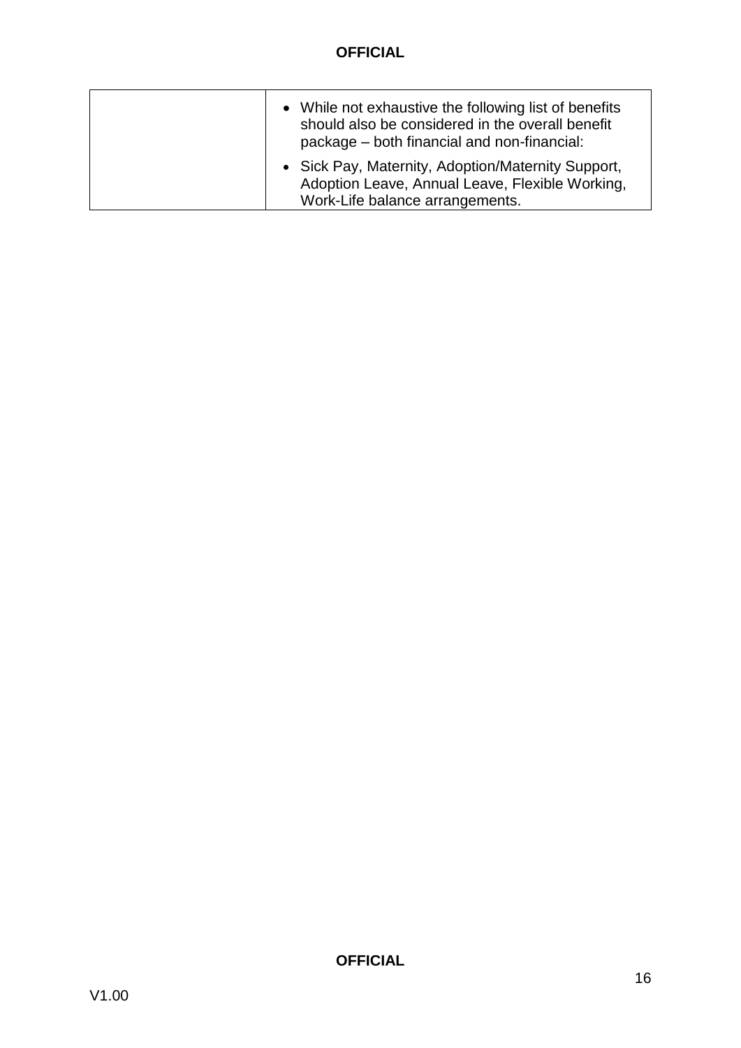| | |
|---|---|
| | • While not exhaustive the following list of benefits should also be considered in the overall benefit package – both financial and non-financial:<br>• Sick Pay, Maternity, Adoption/Maternity Support, Adoption Leave, Annual Leave, Flexible Working, Work-Life balance arrangements. |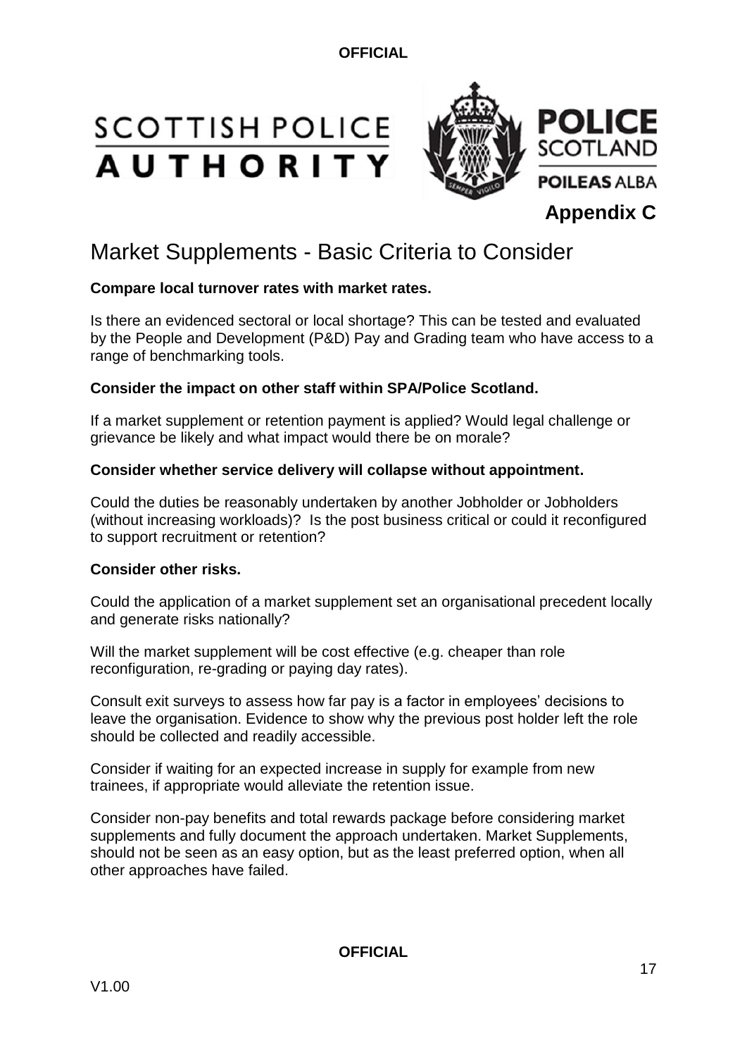**Appendix C**

# Market Supplements - Basic Criteria to Consider

**Compare local turnover rates with market rates.**

Is there an evidenced sectoral or local shortage? This can be tested and evaluated by the People and Development (P&D) Pay and Grading team who have access to a range of benchmarking tools.

**Consider the impact on other staff within SPA/Police Scotland.**

If a market supplement or retention payment is applied? Would legal challenge or grievance be likely and what impact would there be on morale?

**Consider whether service delivery will collapse without appointment.**

Could the duties be reasonably undertaken by another Jobholder or Jobholders (without increasing workloads)? Is the post business critical or could it reconfigured to support recruitment or retention?

**Consider other risks.**

Could the application of a market supplement set an organisational precedent locally and generate risks nationally?

Will the market supplement will be cost effective (e.g. cheaper than role reconfiguration, re-grading or paying day rates).

Consult exit surveys to assess how far pay is a factor in employees' decisions to leave the organisation. Evidence to show why the previous post holder left the role should be collected and readily accessible.

Consider if waiting for an expected increase in supply for example from new trainees, if appropriate would alleviate the retention issue.

Consider non-pay benefits and total rewards package before considering market supplements and fully document the approach undertaken. Market Supplements, should not be seen as an easy option, but as the least preferred option, when all other approaches have failed.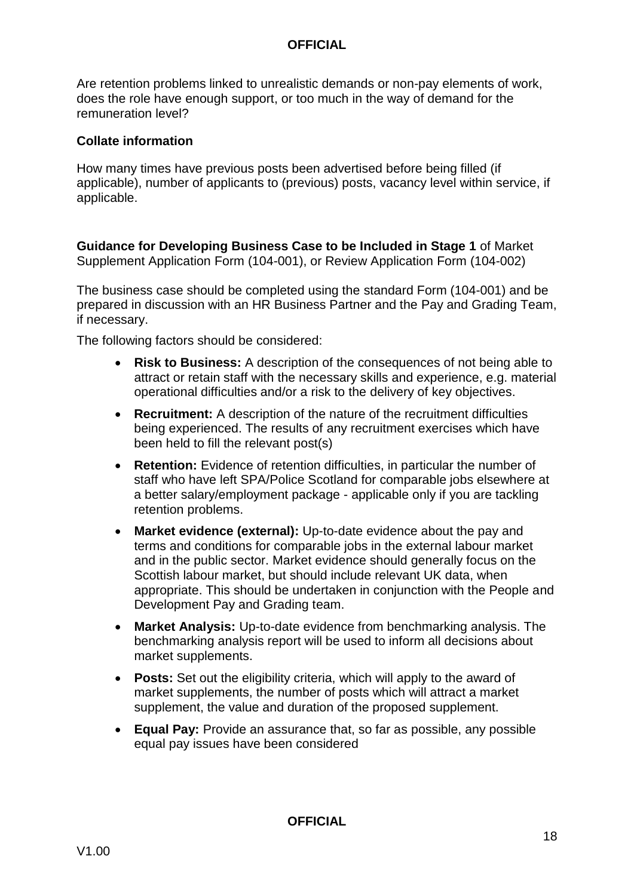Are retention problems linked to unrealistic demands or non-pay elements of work, does the role have enough support, or too much in the way of demand for the remuneration level?

**Collate information**

How many times have previous posts been advertised before being filled (if applicable), number of applicants to (previous) posts, vacancy level within service, if applicable.

**Guidance for Developing Business Case to be Included in Stage 1** of Market Supplement Application Form (104-001), or Review Application Form (104-002)

The business case should be completed using the standard Form (104-001) and be prepared in discussion with an HR Business Partner and the Pay and Grading Team, if necessary.

The following factors should be considered:

- **Risk to Business:** A description of the consequences of not being able to attract or retain staff with the necessary skills and experience, e.g. material operational difficulties and/or a risk to the delivery of key objectives.
- **Recruitment:** A description of the nature of the recruitment difficulties being experienced. The results of any recruitment exercises which have been held to fill the relevant post(s)
- **Retention:** Evidence of retention difficulties, in particular the number of staff who have left SPA/Police Scotland for comparable jobs elsewhere at a better salary/employment package - applicable only if you are tackling retention problems.
- **Market evidence (external):** Up-to-date evidence about the pay and terms and conditions for comparable jobs in the external labour market and in the public sector. Market evidence should generally focus on the Scottish labour market, but should include relevant UK data, when appropriate. This should be undertaken in conjunction with the People and Development Pay and Grading team.
- **Market Analysis:** Up-to-date evidence from benchmarking analysis. The benchmarking analysis report will be used to inform all decisions about market supplements.
- **Posts:** Set out the eligibility criteria, which will apply to the award of market supplements, the number of posts which will attract a market supplement, the value and duration of the proposed supplement.
- **Equal Pay:** Provide an assurance that, so far as possible, any possible equal pay issues have been considered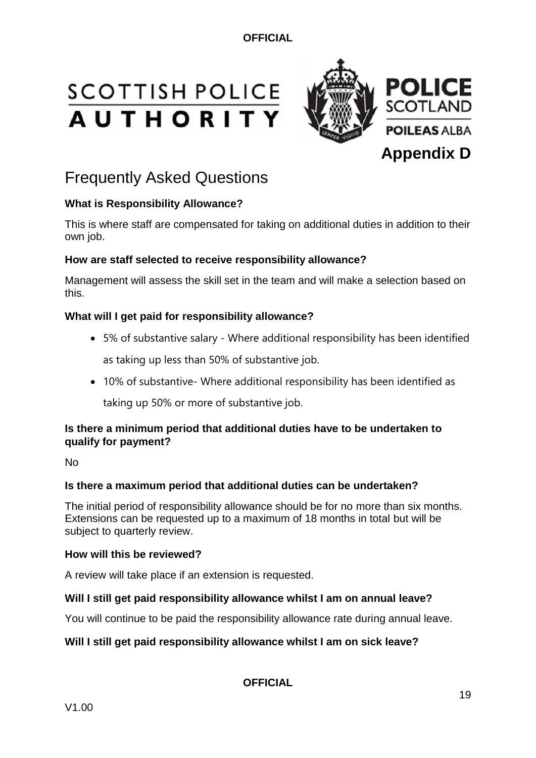**Appendix D**

# Frequently Asked Questions

**What is Responsibility Allowance?**

This is where staff are compensated for taking on additional duties in addition to their own job.

**How are staff selected to receive responsibility allowance?**

Management will assess the skill set in the team and will make a selection based on this.

**What will I get paid for responsibility allowance?**

- 5% of substantive salary - Where additional responsibility has been identified as taking up less than 50% of substantive job.
- 10% of substantive- Where additional responsibility has been identified as taking up 50% or more of substantive job.

**Is there a minimum period that additional duties have to be undertaken to qualify for payment?**

No

**Is there a maximum period that additional duties can be undertaken?**

The initial period of responsibility allowance should be for no more than six months. Extensions can be requested up to a maximum of 18 months in total but will be subject to quarterly review.

**How will this be reviewed?**

A review will take place if an extension is requested.

**Will I still get paid responsibility allowance whilst I am on annual leave?**

You will continue to be paid the responsibility allowance rate during annual leave.

**Will I still get paid responsibility allowance whilst I am on sick leave?**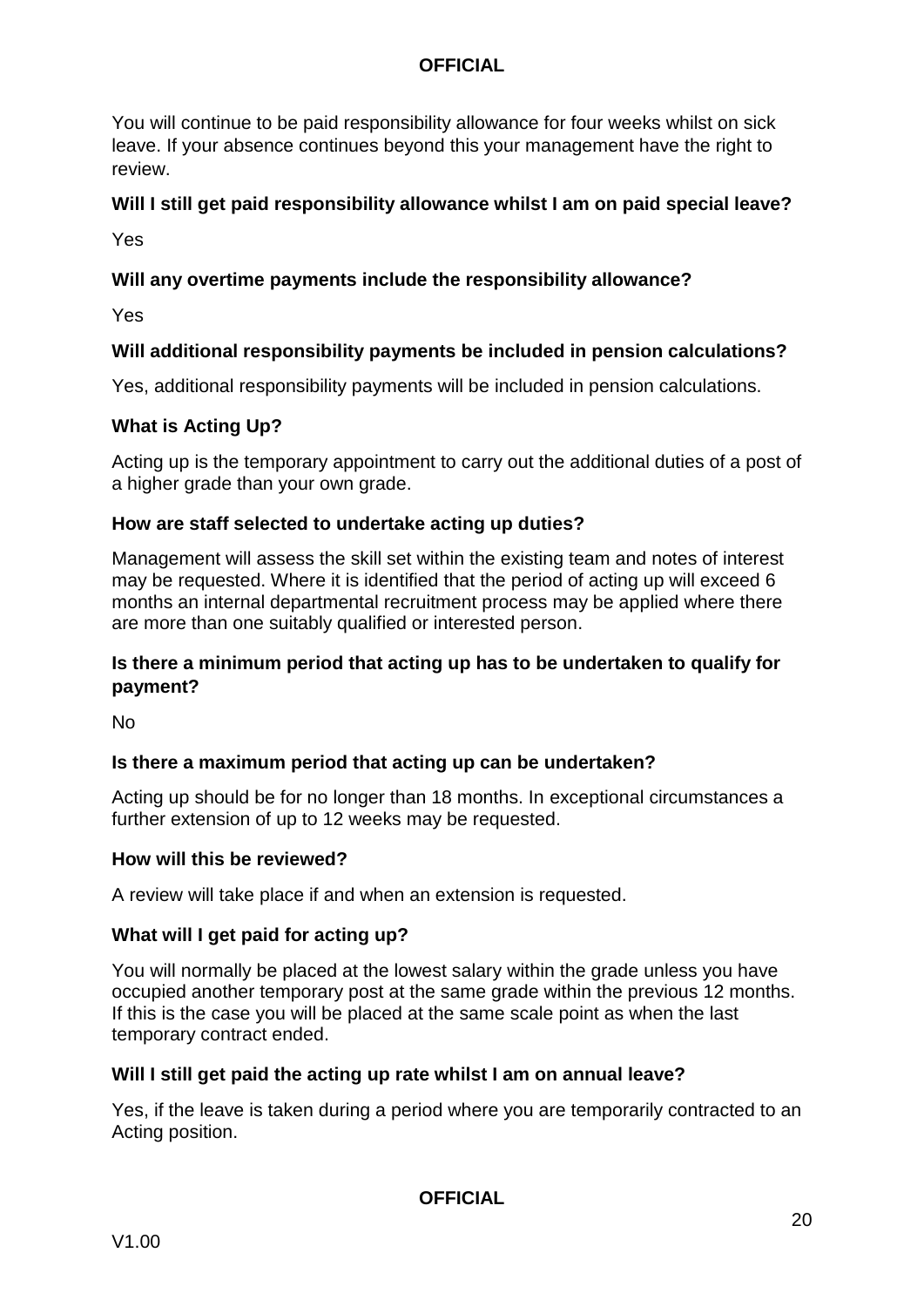You will continue to be paid responsibility allowance for four weeks whilst on sick leave. If your absence continues beyond this your management have the right to review.

**Will I still get paid responsibility allowance whilst I am on paid special leave?**

Yes

**Will any overtime payments include the responsibility allowance?**

Yes

**Will additional responsibility payments be included in pension calculations?**

Yes, additional responsibility payments will be included in pension calculations.

**What is Acting Up?**

Acting up is the temporary appointment to carry out the additional duties of a post of a higher grade than your own grade.

**How are staff selected to undertake acting up duties?**

Management will assess the skill set within the existing team and notes of interest may be requested. Where it is identified that the period of acting up will exceed 6 months an internal departmental recruitment process may be applied where there are more than one suitably qualified or interested person.

**Is there a minimum period that acting up has to be undertaken to qualify for payment?**

No

**Is there a maximum period that acting up can be undertaken?**

Acting up should be for no longer than 18 months. In exceptional circumstances a further extension of up to 12 weeks may be requested.

**How will this be reviewed?**

A review will take place if and when an extension is requested.

**What will I get paid for acting up?**

You will normally be placed at the lowest salary within the grade unless you have occupied another temporary post at the same grade within the previous 12 months. If this is the case you will be placed at the same scale point as when the last temporary contract ended.

**Will I still get paid the acting up rate whilst I am on annual leave?**

Yes, if the leave is taken during a period where you are temporarily contracted to an Acting position.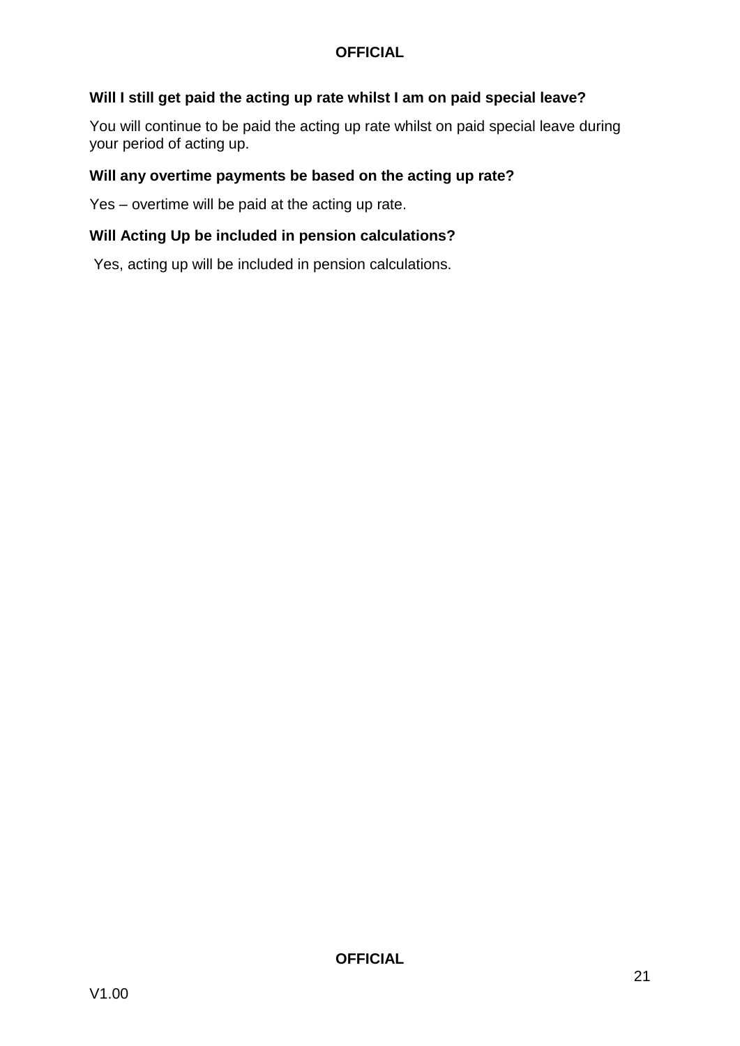**Will I still get paid the acting up rate whilst I am on paid special leave?**

You will continue to be paid the acting up rate whilst on paid special leave during your period of acting up.

**Will any overtime payments be based on the acting up rate?**

Yes – overtime will be paid at the acting up rate.

**Will Acting Up be included in pension calculations?**

Yes, acting up will be included in pension calculations.